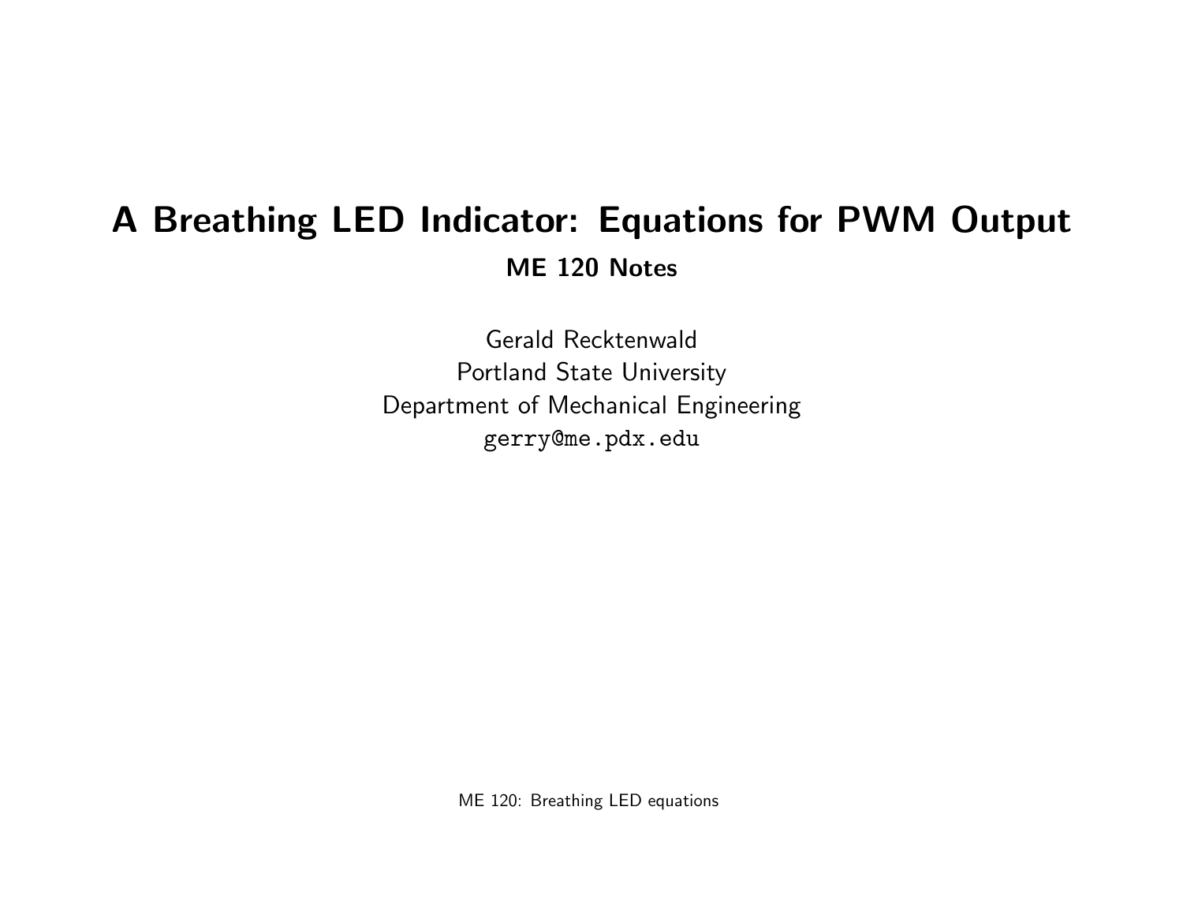# A Breathing LED Indicator: Equations for PWM Output

**ME 120 Notes**

Gerald Recktenwald
Portland State University
Department of Mechanical Engineering
gerry@me.pdx.edu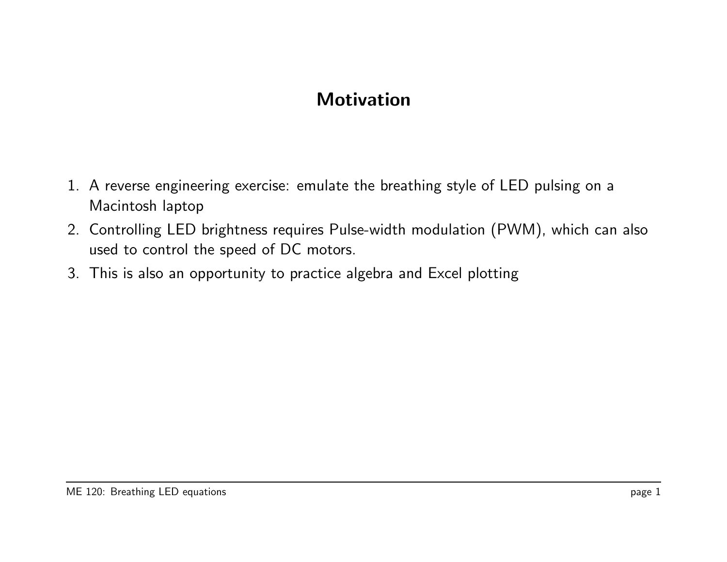# Motivation

1. A reverse engineering exercise: emulate the breathing style of LED pulsing on a Macintosh laptop
2. Controlling LED brightness requires Pulse-width modulation (PWM), which can also used to control the speed of DC motors.
3. This is also an opportunity to practice algebra and Excel plotting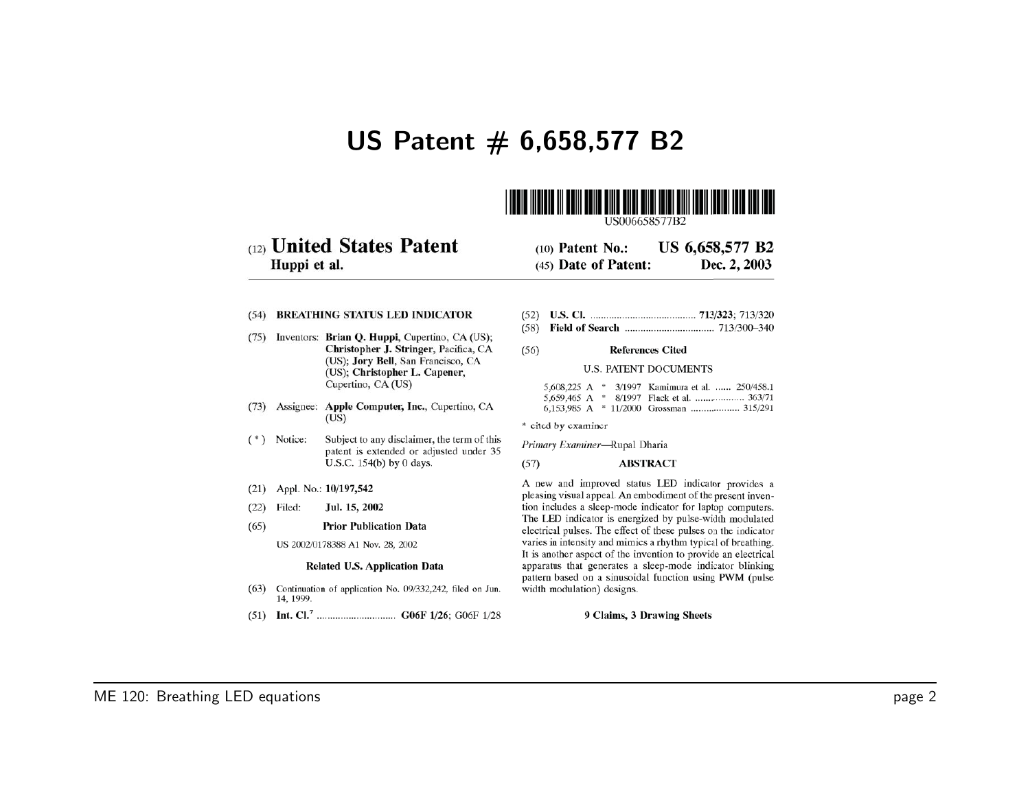# US Patent # 6,658,577 B2

US006658577B2

(12) **United States Patent**
**Huppi et al.**

(10) **Patent No.:** **US 6,658,577 B2**
(45) **Date of Patent:** **Dec. 2, 2003**

(54) **BREATHING STATUS LED INDICATOR**

(75) Inventors: **Brian Q. Huppi**, Cupertino, CA (US); **Christopher J. Stringer**, Pacifica, CA (US); **Jory Bell**, San Francisco, CA (US); **Christopher L. Capener**, Cupertino, CA (US)

(73) Assignee: **Apple Computer, Inc.**, Cupertino, CA (US)

( * ) Notice: Subject to any disclaimer, the term of this patent is extended or adjusted under 35 U.S.C. 154(b) by 0 days.

(21) Appl. No.: **10/197,542**

(22) Filed: **Jul. 15, 2002**

(65) **Prior Publication Data**

US 2002/0178388 A1 Nov. 28, 2002

**Related U.S. Application Data**

(63) Continuation of application No. 09/332,242, filed on Jun. 14, 1999.

(51) **Int. Cl.**[7] ............................ **G06F 1/26**; G06F 1/28

(52) **U.S. Cl.** ........................................ **713/323**; 713/320

(58) **Field of Search** .................................. 713/300–340

(56) **References Cited**

U.S. PATENT DOCUMENTS

5,608,225 A * 3/1997 Kamimura et al. ...... 250/458.1
5,659,465 A * 8/1997 Flack et al. ................. 363/71
6,153,985 A * 11/2000 Grossman .................. 315/291

* cited by examiner

*Primary Examiner*—Rupal Dharia

(57) **ABSTRACT**

A new and improved status LED indicator provides a pleasing visual appeal. An embodiment of the present invention includes a sleep-mode indicator for laptop computers. The LED indicator is energized by pulse-width modulated electrical pulses. The effect of these pulses on the indicator varies in intensity and mimics a rhythm typical of breathing. It is another aspect of the invention to provide an electrical apparatus that generates a sleep-mode indicator blinking pattern based on a sinusoidal function using PWM (pulse width modulation) designs.

**9 Claims, 3 Drawing Sheets**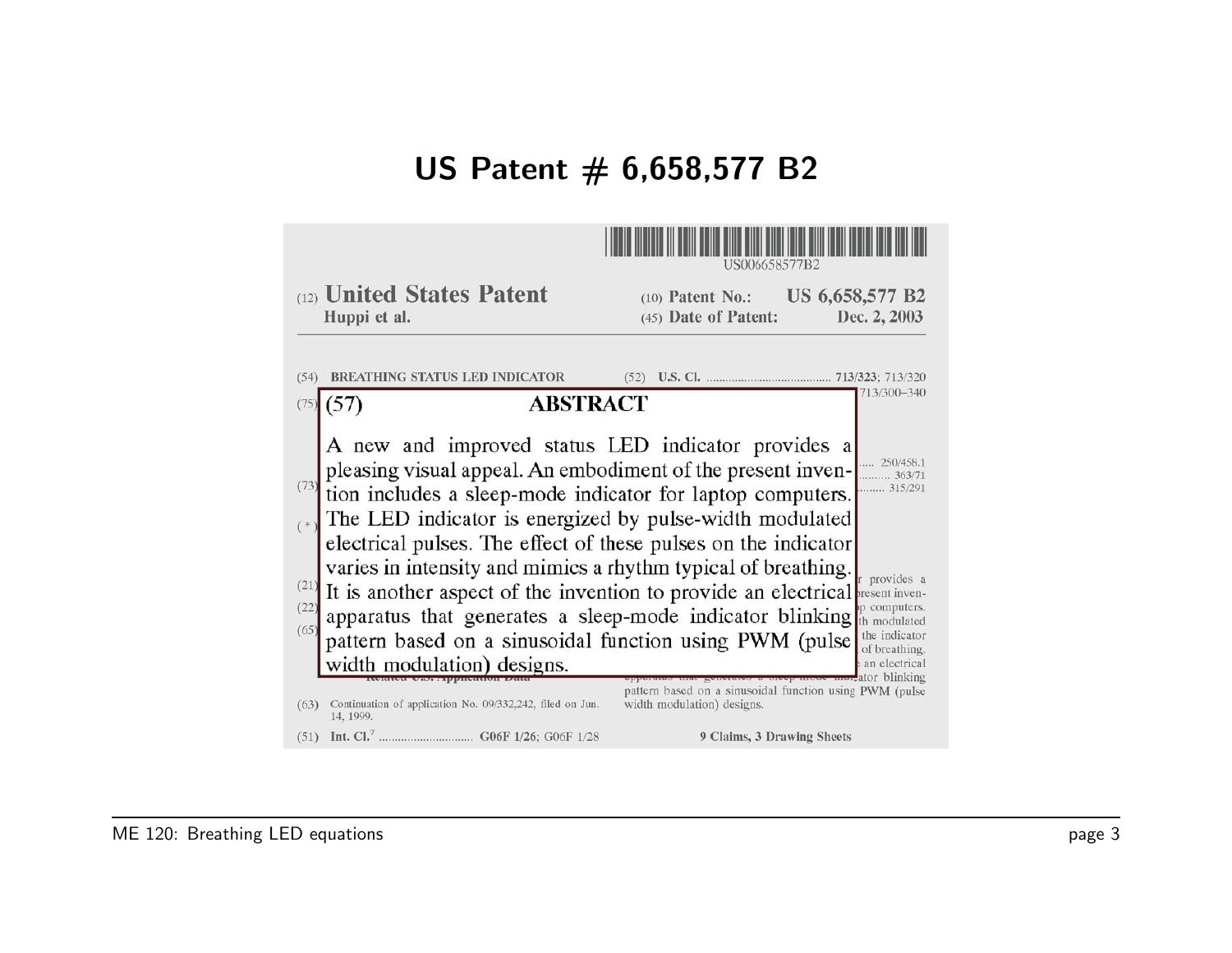# US Patent # 6,658,577 B2

US006658577B2

(12) **United States Patent**
**Huppi et al.**

(10) **Patent No.:** **US 6,658,577 B2**
(45) **Date of Patent:** **Dec. 2, 2003**

(54) **BREATHING STATUS LED INDICATOR**

(52) **U.S. Cl.** ........................................ **713/323**; 713/320

713/300–340

250/458.1

363/71

315/291

## (57) ABSTRACT

A new and improved status LED indicator provides a pleasing visual appeal. An embodiment of the present invention includes a sleep-mode indicator for laptop computers. The LED indicator is energized by pulse-width modulated electrical pulses. The effect of these pulses on the indicator varies in intensity and mimics a rhythm typical of breathing. It is another aspect of the invention to provide an electrical apparatus that generates a sleep-mode indicator blinking pattern based on a sinusoidal function using PWM (pulse width modulation) designs.

(63) Continuation of application No. 09/332,242, filed on Jun. 14, 1999.

(51) **Int. Cl.**[7] ............................ **G06F 1/26**; G06F 1/28

**9 Claims, 3 Drawing Sheets**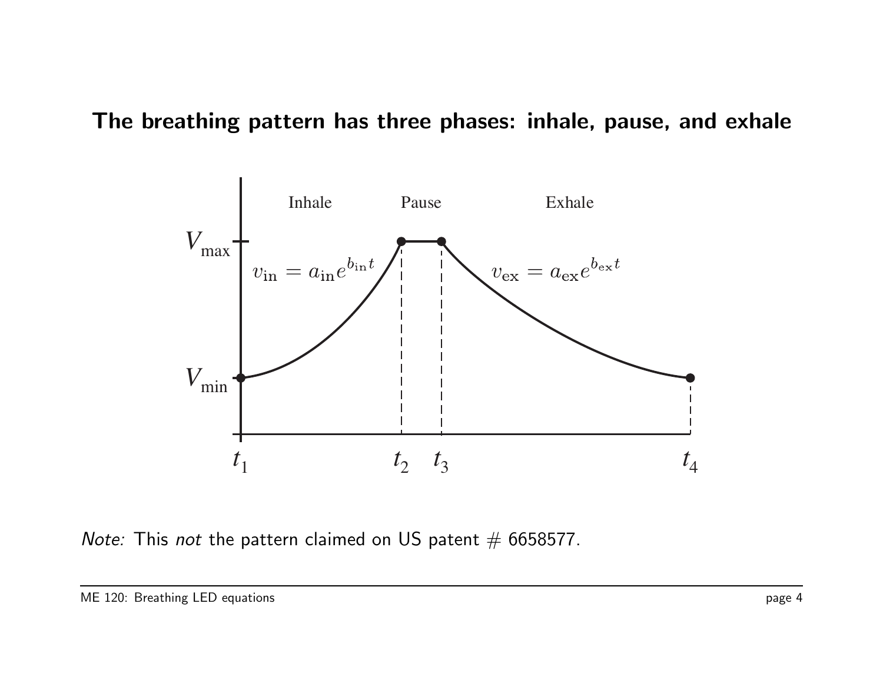## The breathing pattern has three phases: inhale, pause, and exhale

Inhale — Pause — Exhale

$V_{\max}$

$V_{\min}$

$v_{\rm in} = a_{\rm in} e^{b_{\rm in} t}$

$v_{\rm ex} = a_{\rm ex} e^{b_{\rm ex} t}$

$t_1$ $t_2$ $t_3$ $t_4$

*Note:* This *not* the pattern claimed on US patent # 6658577.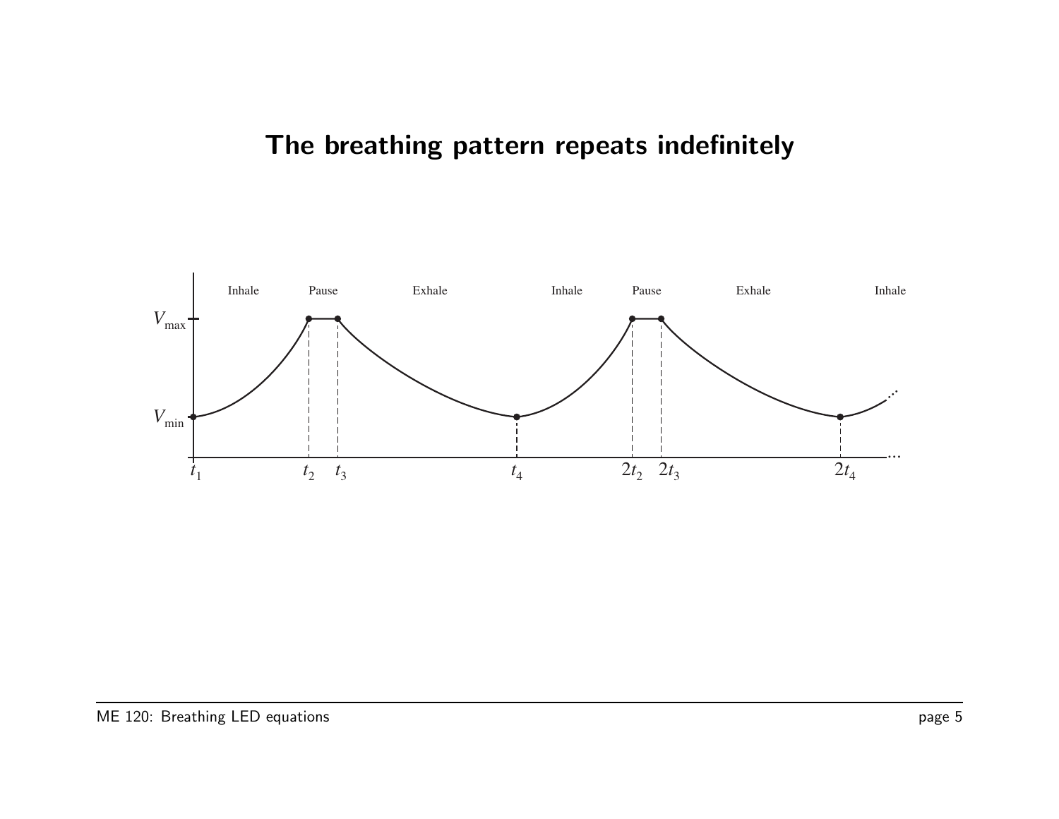# The breathing pattern repeats indefinitely

Inhale Pause Exhale Inhale Pause Exhale Inhale

$V_{\max}$

$V_{\min}$

$t_1$ $t_2$ $t_3$ $t_4$ $2t_2$ $2t_3$ $2t_4$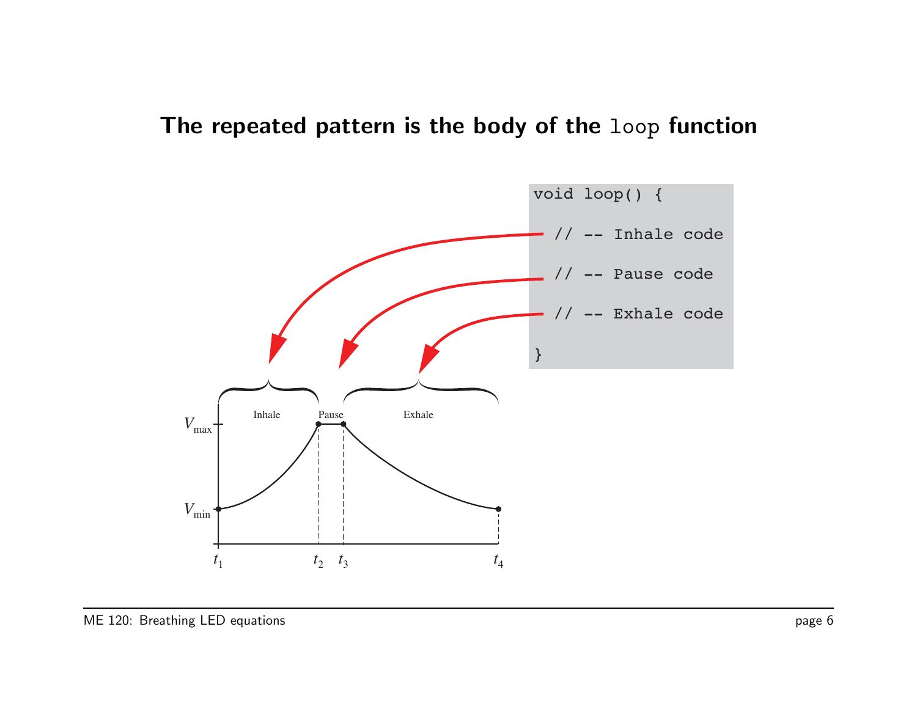# The repeated pattern is the body of the `loop` function

```
void loop() {

  // -- Inhale code

  // -- Pause code

  // -- Exhale code

}
```

Inhale    Pause    Exhale

$V_{max}$

$V_{min}$

$t_1$    $t_2$    $t_3$    $t_4$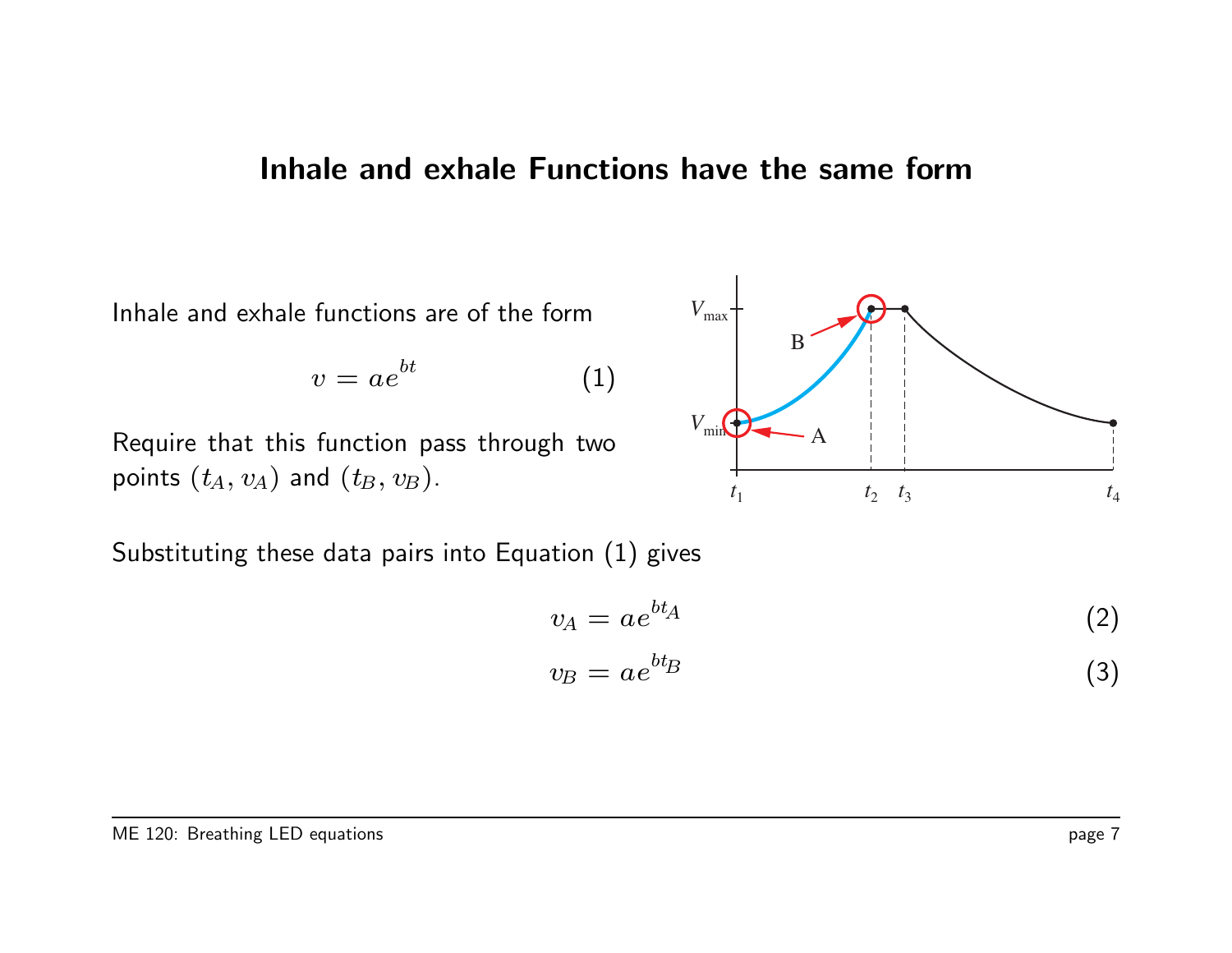# Inhale and exhale Functions have the same form

Inhale and exhale functions are of the form

$$v = ae^{bt} \tag{1}$$

Require that this function pass through two points $(t_A, v_A)$ and $(t_B, v_B)$.

Substituting these data pairs into Equation (1) gives

$$v_A = ae^{bt_A} \tag{2}$$

$$v_B = ae^{bt_B} \tag{3}$$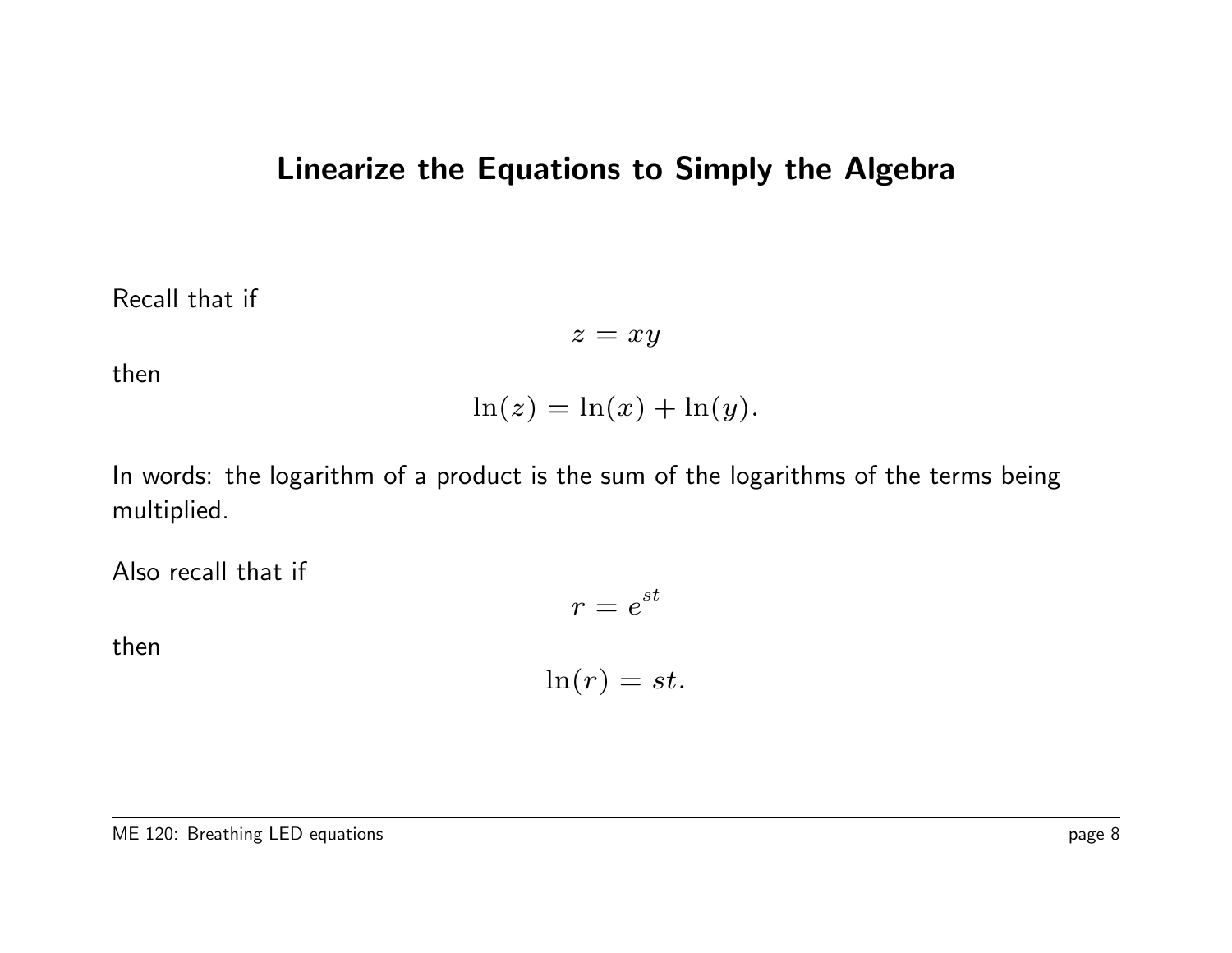# Linearize the Equations to Simply the Algebra

Recall that if

$$z = xy$$

then

$$\ln(z) = \ln(x) + \ln(y).$$

In words: the logarithm of a product is the sum of the logarithms of the terms being multiplied.

Also recall that if

$$r = e^{st}$$

then

$$\ln(r) = st.$$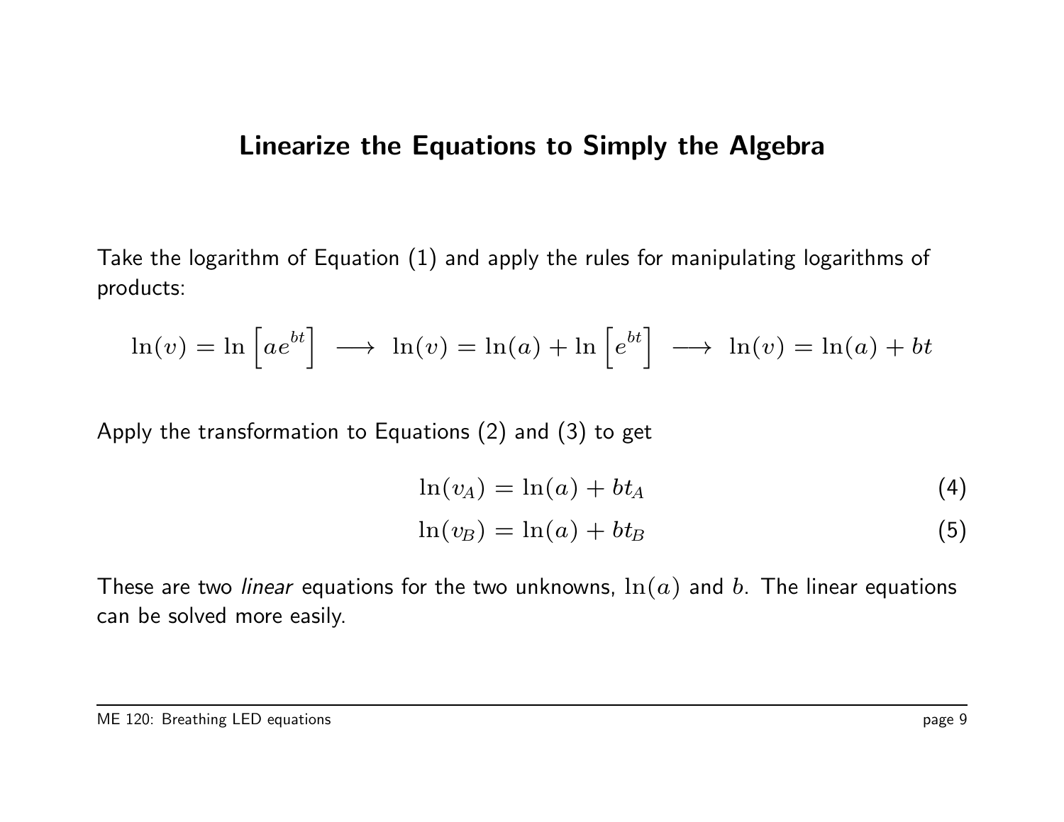## Linearize the Equations to Simply the Algebra

Take the logarithm of Equation (1) and apply the rules for manipulating logarithms of products:

$$\ln(v) = \ln\left[ae^{bt}\right] \;\longrightarrow\; \ln(v) = \ln(a) + \ln\left[e^{bt}\right] \;\longrightarrow\; \ln(v) = \ln(a) + bt$$

Apply the transformation to Equations (2) and (3) to get

$$\ln(v_A) = \ln(a) + bt_A \tag{4}$$

$$\ln(v_B) = \ln(a) + bt_B \tag{5}$$

These are two *linear* equations for the two unknowns, $\ln(a)$ and $b$. The linear equations can be solved more easily.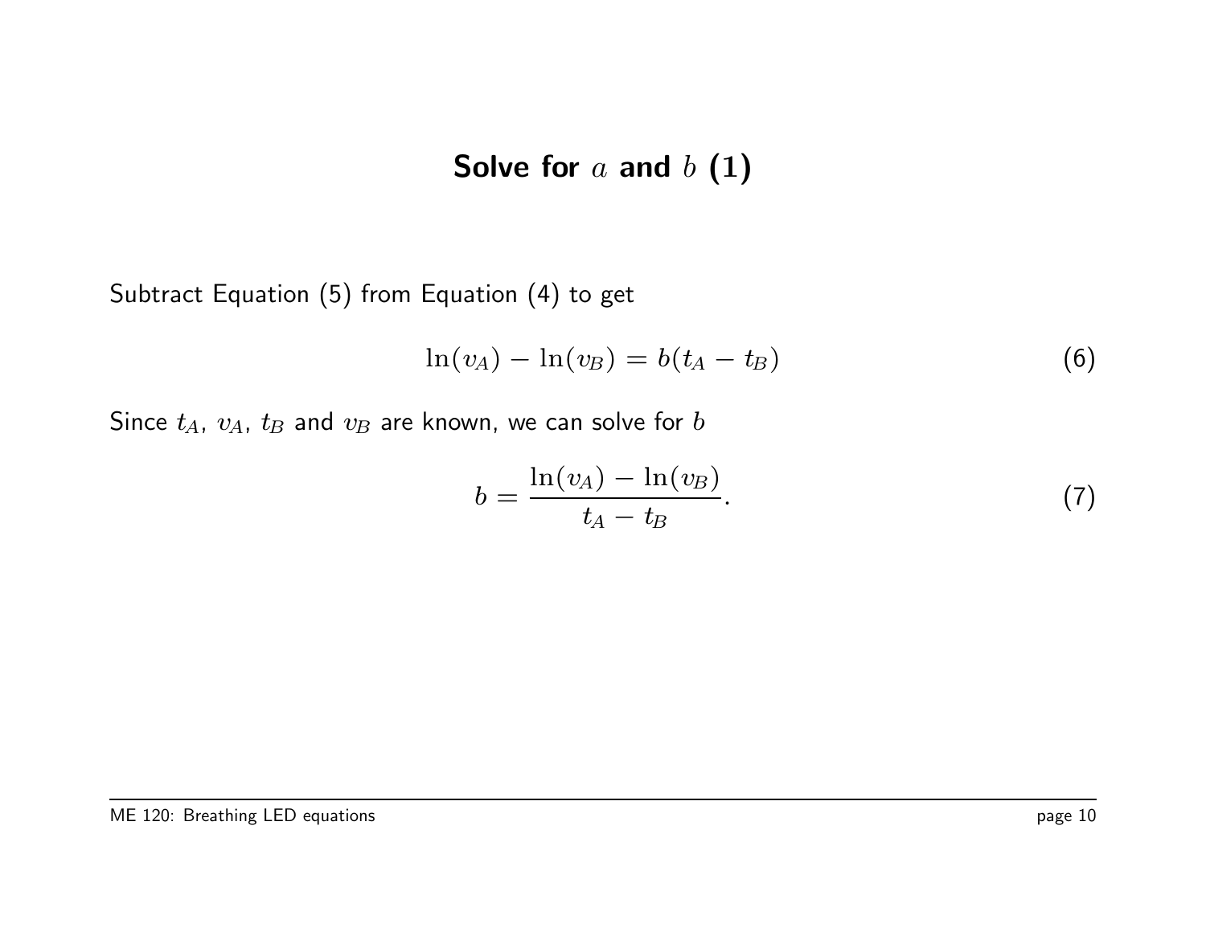# Solve for $a$ and $b$ (1)

Subtract Equation (5) from Equation (4) to get

$$\ln(v_A) - \ln(v_B) = b(t_A - t_B) \tag{6}$$

Since $t_A$, $v_A$, $t_B$ and $v_B$ are known, we can solve for $b$

$$b = \frac{\ln(v_A) - \ln(v_B)}{t_A - t_B}. \tag{7}$$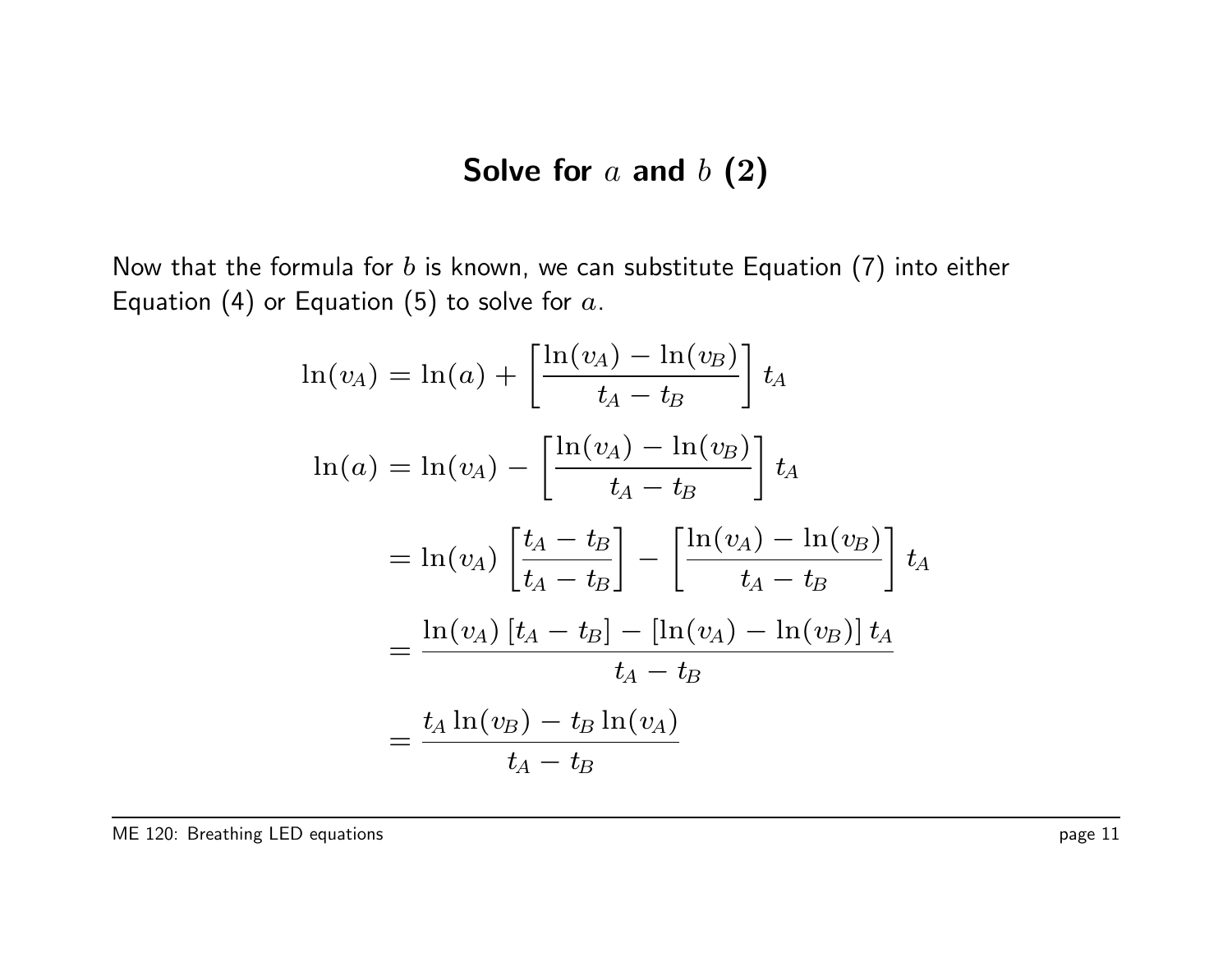# Solve for $a$ and $b$ (2)

Now that the formula for $b$ is known, we can substitute Equation (7) into either Equation (4) or Equation (5) to solve for $a$.

$$
\begin{aligned}
\ln(v_A) &= \ln(a) + \left[\frac{\ln(v_A) - \ln(v_B)}{t_A - t_B}\right] t_A \\
\ln(a) &= \ln(v_A) - \left[\frac{\ln(v_A) - \ln(v_B)}{t_A - t_B}\right] t_A \\
&= \ln(v_A)\left[\frac{t_A - t_B}{t_A - t_B}\right] - \left[\frac{\ln(v_A) - \ln(v_B)}{t_A - t_B}\right] t_A \\
&= \frac{\ln(v_A)\left[t_A - t_B\right] - \left[\ln(v_A) - \ln(v_B)\right] t_A}{t_A - t_B} \\
&= \frac{t_A \ln(v_B) - t_B \ln(v_A)}{t_A - t_B}
\end{aligned}
$$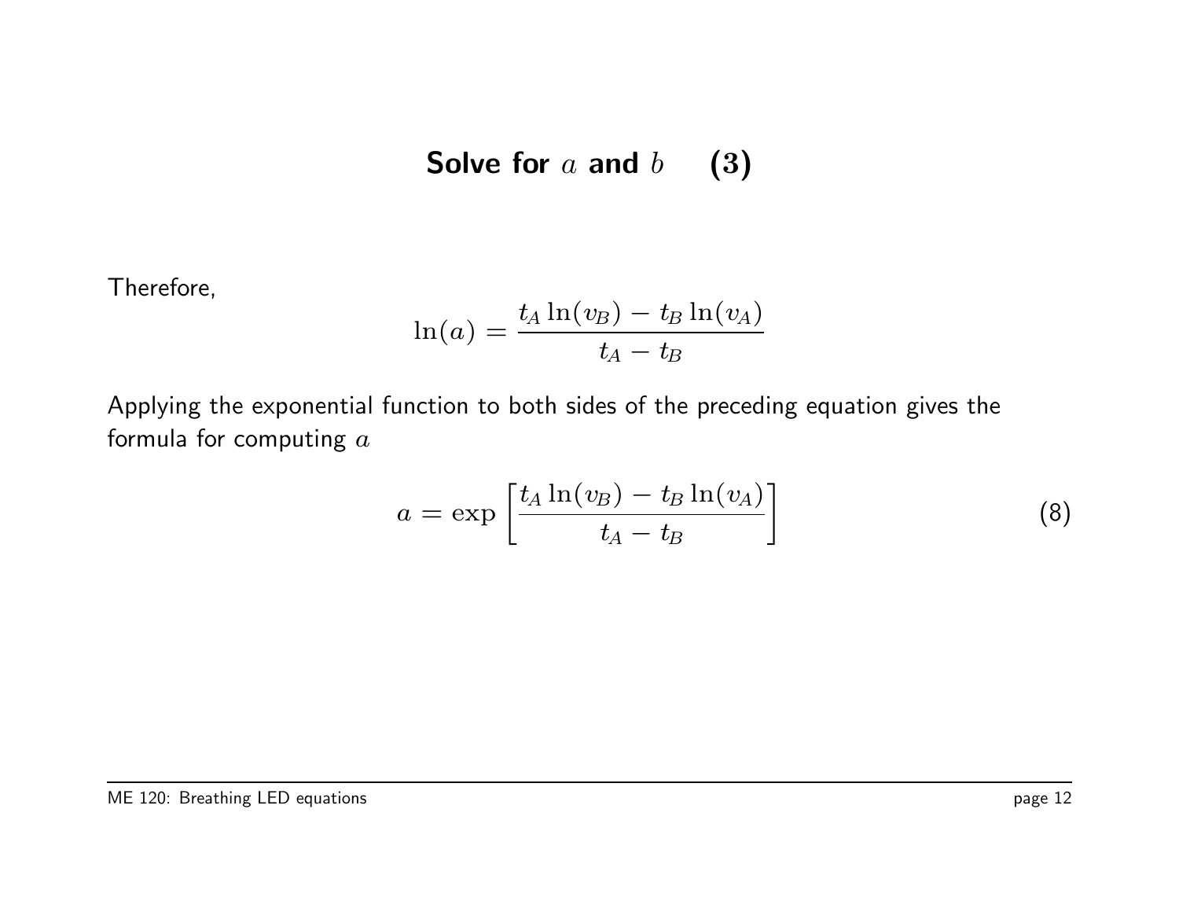# Solve for $a$ and $b$ (3)

Therefore,

$$\ln(a) = \frac{t_A \ln(v_B) - t_B \ln(v_A)}{t_A - t_B}$$

Applying the exponential function to both sides of the preceding equation gives the formula for computing $a$

$$a = \exp\left[\frac{t_A \ln(v_B) - t_B \ln(v_A)}{t_A - t_B}\right] \tag{8}$$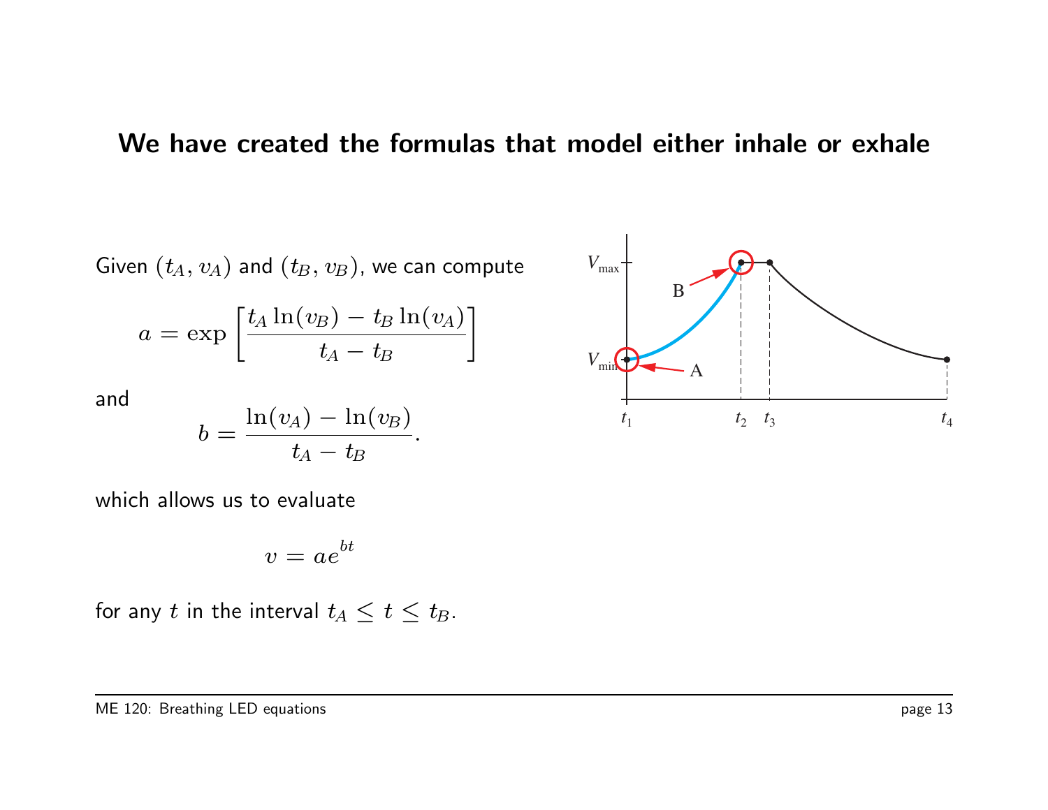# We have created the formulas that model either inhale or exhale

Given $(t_A, v_A)$ and $(t_B, v_B)$, we can compute

$$a = \exp\left[\frac{t_A \ln(v_B) - t_B \ln(v_A)}{t_A - t_B}\right]$$

and

$$b = \frac{\ln(v_A) - \ln(v_B)}{t_A - t_B}.$$

which allows us to evaluate

$$v = ae^{bt}$$

for any $t$ in the interval $t_A \leq t \leq t_B$.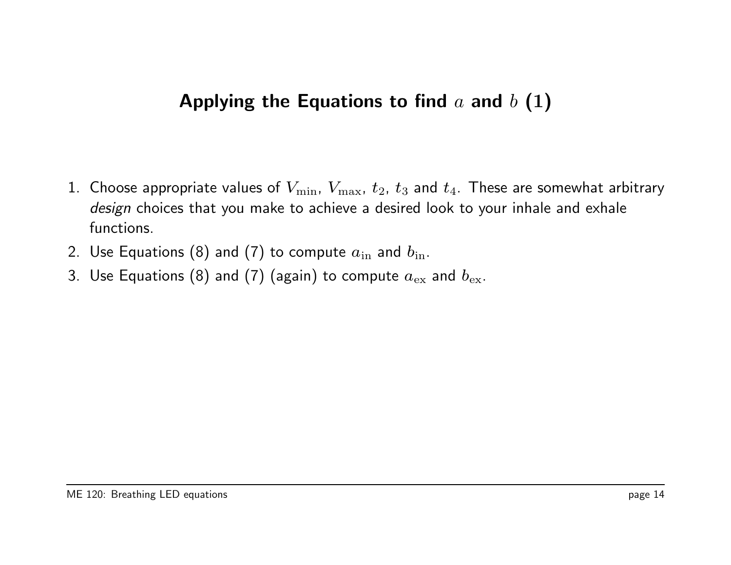## Applying the Equations to find $a$ and $b$ (1)

1. Choose appropriate values of $V_{\min}$, $V_{\max}$, $t_2$, $t_3$ and $t_4$. These are somewhat arbitrary *design* choices that you make to achieve a desired look to your inhale and exhale functions.
2. Use Equations (8) and (7) to compute $a_{\text{in}}$ and $b_{\text{in}}$.
3. Use Equations (8) and (7) (again) to compute $a_{\text{ex}}$ and $b_{\text{ex}}$.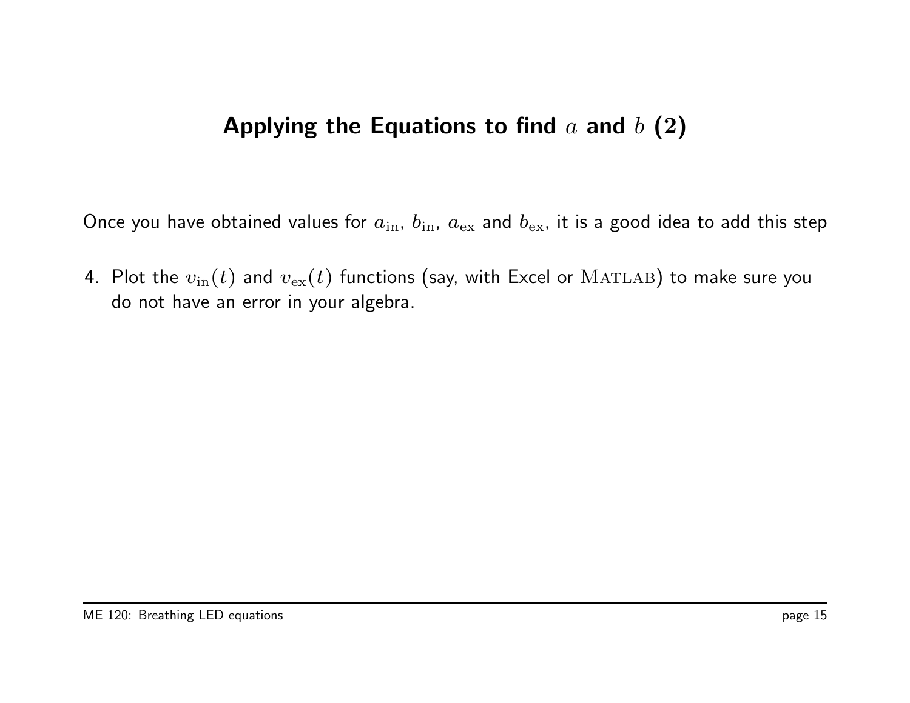# Applying the Equations to find $a$ and $b$ (2)

Once you have obtained values for $a_{\text{in}}$, $b_{\text{in}}$, $a_{\text{ex}}$ and $b_{\text{ex}}$, it is a good idea to add this step

4. Plot the $v_{\text{in}}(t)$ and $v_{\text{ex}}(t)$ functions (say, with Excel or MATLAB) to make sure you do not have an error in your algebra.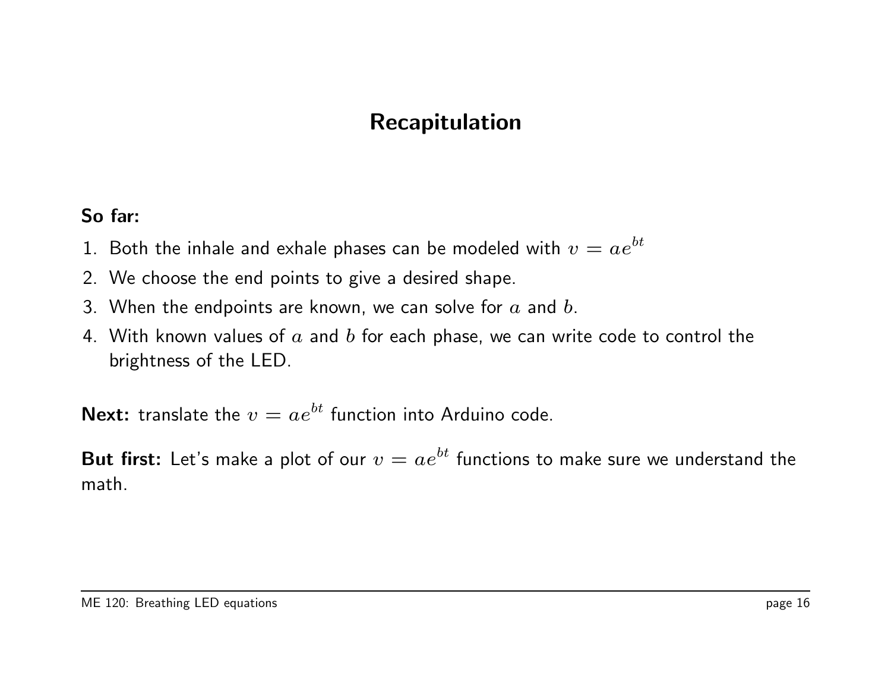# Recapitulation

**So far:**

1. Both the inhale and exhale phases can be modeled with $v = ae^{bt}$
2. We choose the end points to give a desired shape.
3. When the endpoints are known, we can solve for $a$ and $b$.
4. With known values of $a$ and $b$ for each phase, we can write code to control the brightness of the LED.

**Next:** translate the $v = ae^{bt}$ function into Arduino code.

**But first:** Let's make a plot of our $v = ae^{bt}$ functions to make sure we understand the math.